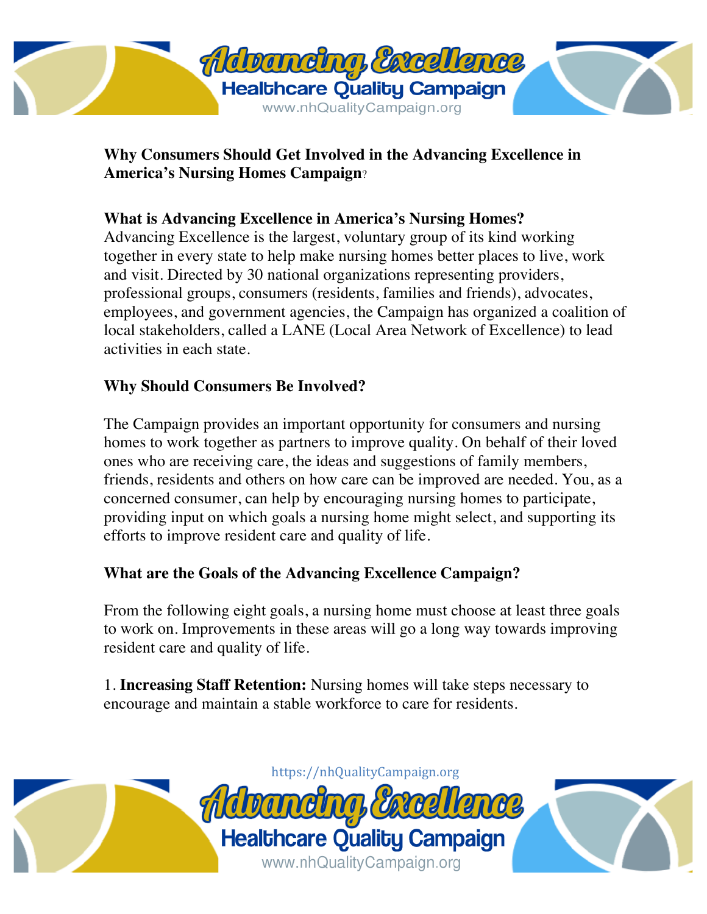## Why Consumers Should Get Involved in the Advancing Excellence in America's Nursing Homes Campaign?

### What is Advancing Excellence in America's Nursing Homes?

Advancing Excellence is the largest, voluntary group of its kind working together in every state to help make nursing homes better places to live, work and visit. Directed by 30 national organizations representing providers, professional groups, consumers (residents, families and friends), advocates, employees, and government agencies, the Campaign has organized a coalition of local stakeholders, called a LANE (Local Area Network of Excellence) to lead activities in each state.

### Why Should Consumers Be Involved?

The Campaign provides an important opportunity for consumers and nursing homes to work together as partners to improve quality. On behalf of their loved ones who are receiving care, the ideas and suggestions of family members, friends, residents and others on how care can be improved are needed. You, as a concerned consumer, can help by encouraging nursing homes to participate, providing input on which goals a nursing home might select, and supporting its efforts to improve resident care and quality of life.

### What are the Goals of the Advancing Excellence Campaign?

From the following eight goals, a nursing home must choose at least three goals to work on. Improvements in these areas will go a long way towards improving resident care and quality of life.

1. **Increasing Staff Retention:** Nursing homes will take steps necessary to encourage and maintain a stable workforce to care for residents.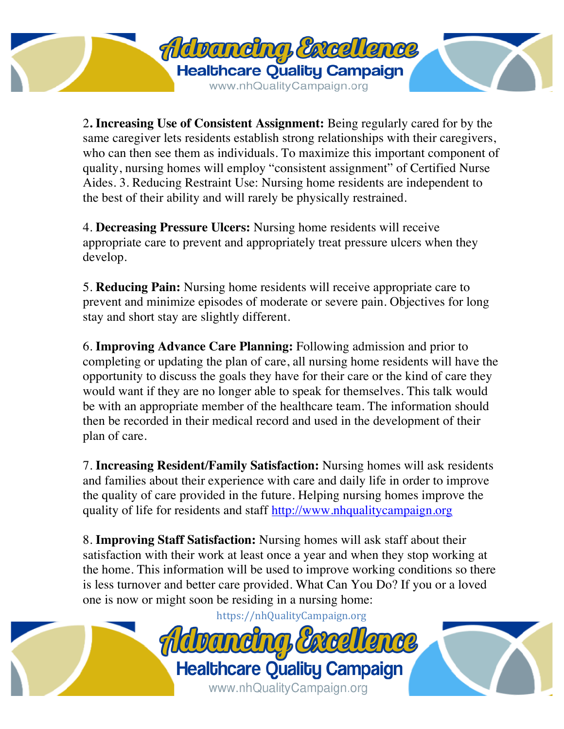2**. Increasing Use of Consistent Assignment:** Being regularly cared for by the same caregiver lets residents establish strong relationships with their caregivers, who can then see them as individuals. To maximize this important component of quality, nursing homes will employ "consistent assignment" of Certified Nurse Aides. 3. Reducing Restraint Use: Nursing home residents are independent to the best of their ability and will rarely be physically restrained.

4. **Decreasing Pressure Ulcers:** Nursing home residents will receive appropriate care to prevent and appropriately treat pressure ulcers when they develop.

5. **Reducing Pain:** Nursing home residents will receive appropriate care to prevent and minimize episodes of moderate or severe pain. Objectives for long stay and short stay are slightly different.

6. **Improving Advance Care Planning:** Following admission and prior to completing or updating the plan of care, all nursing home residents will have the opportunity to discuss the goals they have for their care or the kind of care they would want if they are no longer able to speak for themselves. This talk would be with an appropriate member of the healthcare team. The information should then be recorded in their medical record and used in the development of their plan of care.

7. **Increasing Resident/Family Satisfaction:** Nursing homes will ask residents and families about their experience with care and daily life in order to improve the quality of care provided in the future. Helping nursing homes improve the quality of life for residents and staff [http://www.nhqualitycampaign.org](http://www.nhqualitycampaign.org)

8. **Improving Staff Satisfaction:** Nursing homes will ask staff about their satisfaction with their work at least once a year and when they stop working at the home. This information will be used to improve working conditions so there is less turnover and better care provided. What Can You Do? If you or a loved one is now or might soon be residing in a nursing home: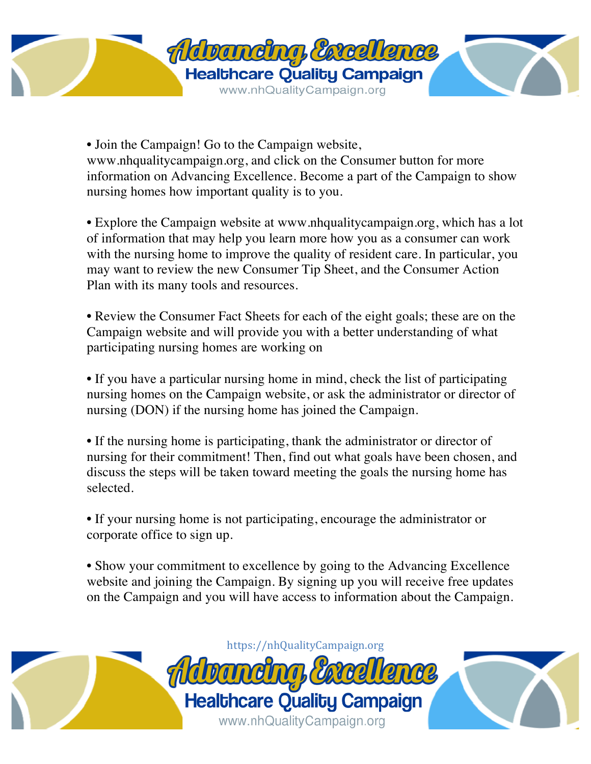- Join the Campaign! Go to the Campaign website, www.nhqualitycampaign.org, and click on the Consumer button for more information on Advancing Excellence. Become a part of the Campaign to show nursing homes how important quality is to you.

- Explore the Campaign website at www.nhqualitycampaign.org, which has a lot of information that may help you learn more how you as a consumer can work with the nursing home to improve the quality of resident care. In particular, you may want to review the new Consumer Tip Sheet, and the Consumer Action Plan with its many tools and resources.

- Review the Consumer Fact Sheets for each of the eight goals; these are on the Campaign website and will provide you with a better understanding of what participating nursing homes are working on

- If you have a particular nursing home in mind, check the list of participating nursing homes on the Campaign website, or ask the administrator or director of nursing (DON) if the nursing home has joined the Campaign.

- If the nursing home is participating, thank the administrator or director of nursing for their commitment! Then, find out what goals have been chosen, and discuss the steps will be taken toward meeting the goals the nursing home has selected.

- If your nursing home is not participating, encourage the administrator or corporate office to sign up.

- Show your commitment to excellence by going to the Advancing Excellence website and joining the Campaign. By signing up you will receive free updates on the Campaign and you will have access to information about the Campaign.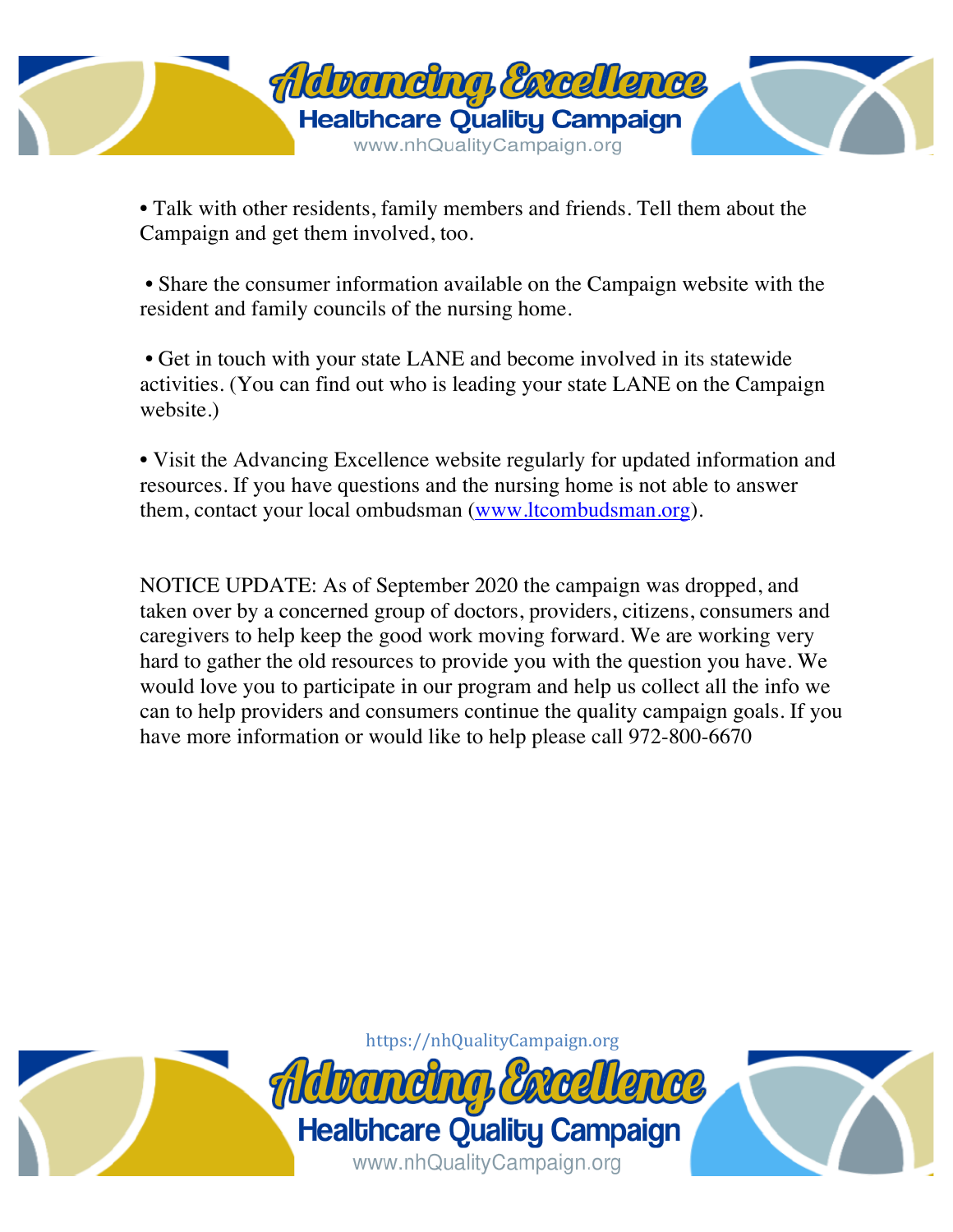- Talk with other residents, family members and friends. Tell them about the Campaign and get them involved, too.

- Share the consumer information available on the Campaign website with the resident and family councils of the nursing home.

- Get in touch with your state LANE and become involved in its statewide activities. (You can find out who is leading your state LANE on the Campaign website.)

- Visit the Advancing Excellence website regularly for updated information and resources. If you have questions and the nursing home is not able to answer them, contact your local ombudsman (www.ltcombudsman.org).

NOTICE UPDATE: As of September 2020 the campaign was dropped, and taken over by a concerned group of doctors, providers, citizens, consumers and caregivers to help keep the good work moving forward. We are working very hard to gather the old resources to provide you with the question you have. We would love you to participate in our program and help us collect all the info we can to help providers and consumers continue the quality campaign goals. If you have more information or would like to help please call 972-800-6670